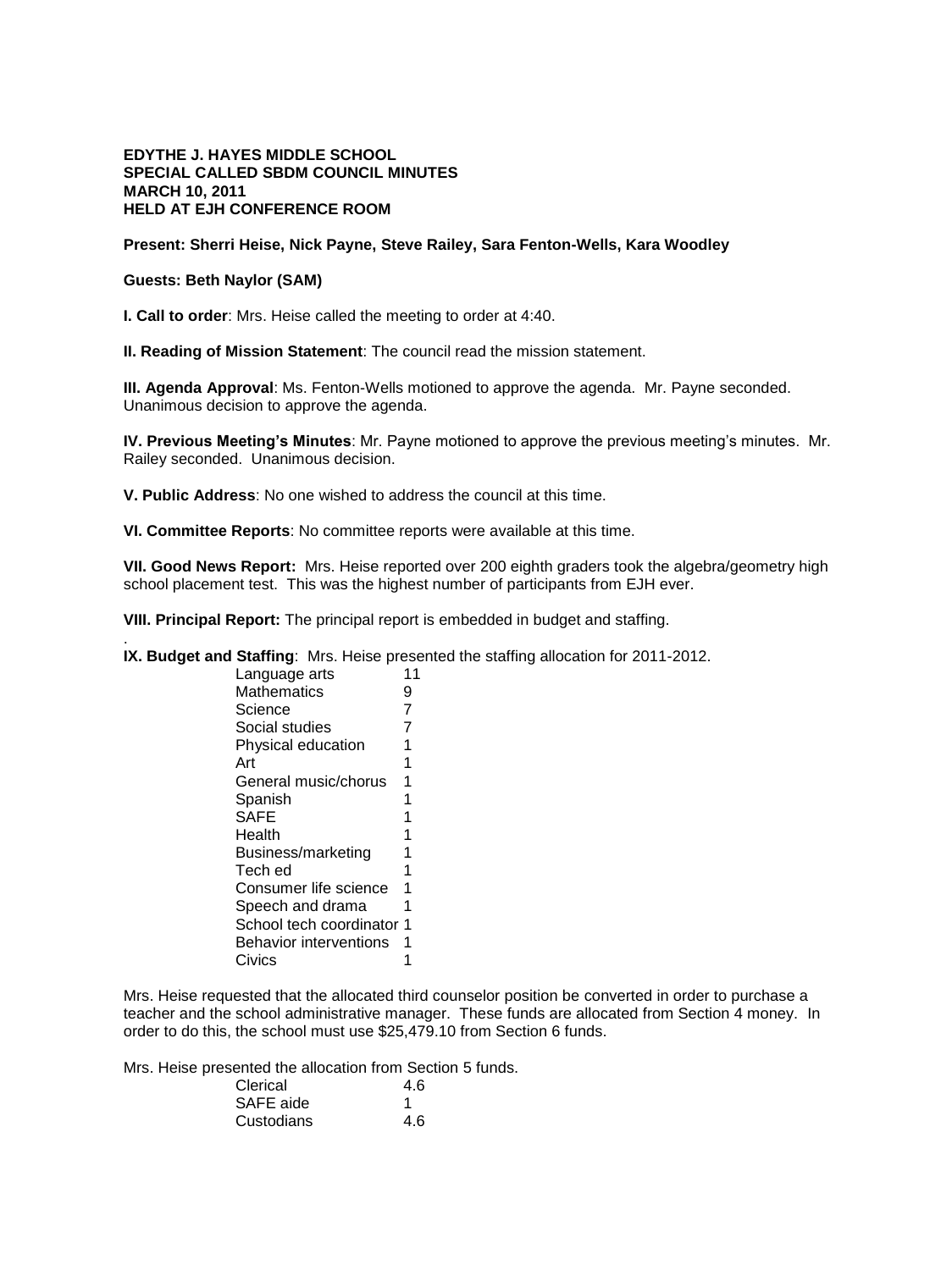**EDYTHE J. HAYES MIDDLE SCHOOL**
**SPECIAL CALLED SBDM COUNCIL MINUTES**
**MARCH 10, 2011**
**HELD AT EJH CONFERENCE ROOM**

**Present: Sherri Heise, Nick Payne, Steve Railey, Sara Fenton-Wells, Kara Woodley**

**Guests: Beth Naylor (SAM)**

**I. Call to order**: Mrs. Heise called the meeting to order at 4:40.

**II. Reading of Mission Statement**: The council read the mission statement.

**III. Agenda Approval**: Ms. Fenton-Wells motioned to approve the agenda. Mr. Payne seconded. Unanimous decision to approve the agenda.

**IV. Previous Meeting's Minutes**: Mr. Payne motioned to approve the previous meeting's minutes. Mr. Railey seconded. Unanimous decision.

**V. Public Address**: No one wished to address the council at this time.

**VI. Committee Reports**: No committee reports were available at this time.

**VII. Good News Report:** Mrs. Heise reported over 200 eighth graders took the algebra/geometry high school placement test. This was the highest number of participants from EJH ever.

**VIII. Principal Report:** The principal report is embedded in budget and staffing.

.

**IX. Budget and Staffing**: Mrs. Heise presented the staffing allocation for 2011-2012.

| | |
|---|---|
| Language arts | 11 |
| Mathematics | 9 |
| Science | 7 |
| Social studies | 7 |
| Physical education | 1 |
| Art | 1 |
| General music/chorus | 1 |
| Spanish | 1 |
| SAFE | 1 |
| Health | 1 |
| Business/marketing | 1 |
| Tech ed | 1 |
| Consumer life science | 1 |
| Speech and drama | 1 |
| School tech coordinator | 1 |
| Behavior interventions | 1 |
| Civics | 1 |

Mrs. Heise requested that the allocated third counselor position be converted in order to purchase a teacher and the school administrative manager. These funds are allocated from Section 4 money. In order to do this, the school must use $25,479.10 from Section 6 funds.

Mrs. Heise presented the allocation from Section 5 funds.

| | |
|---|---|
| Clerical | 4.6 |
| SAFE aide | 1 |
| Custodians | 4.6 |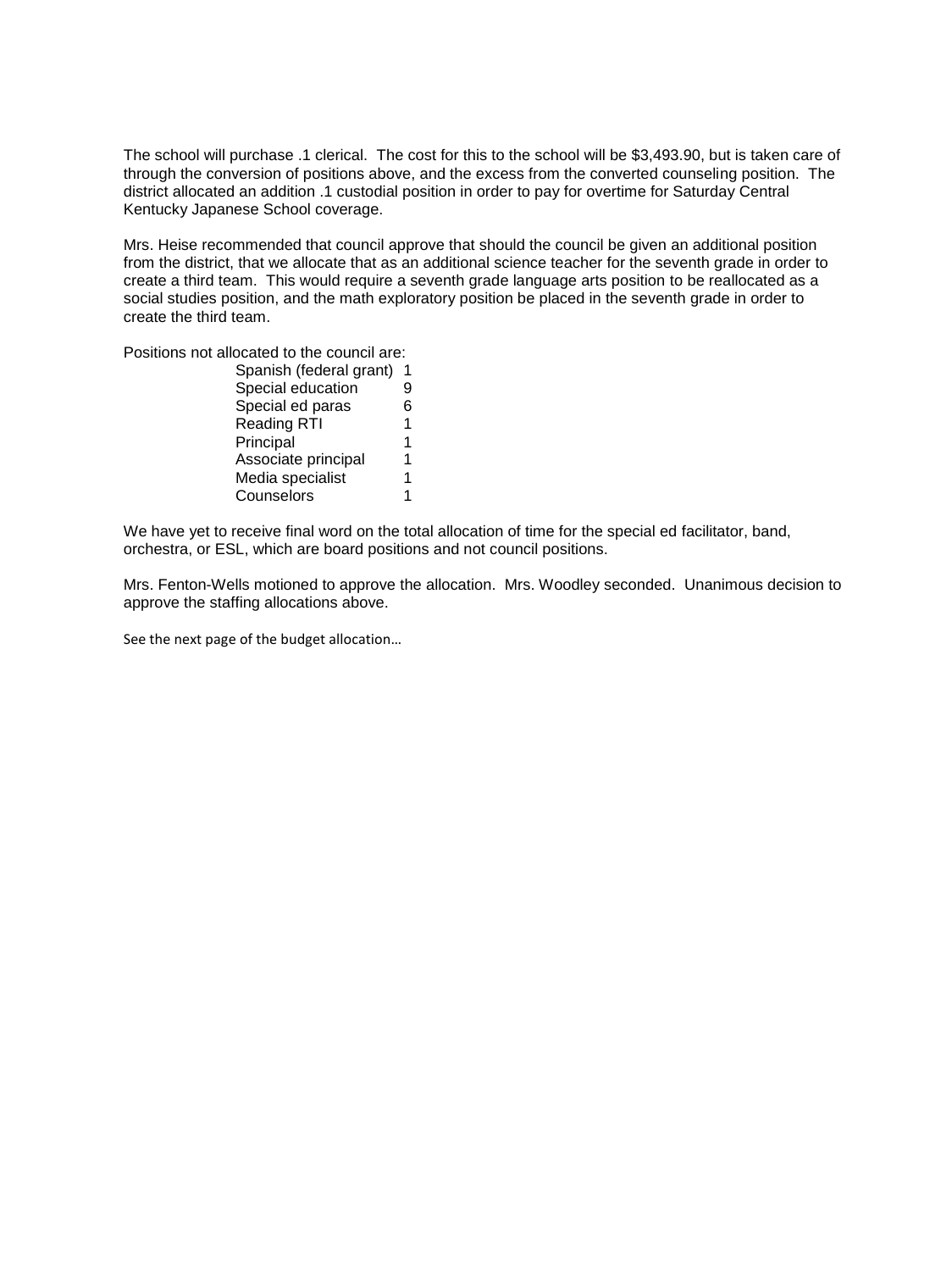The school will purchase .1 clerical. The cost for this to the school will be $3,493.90, but is taken care of through the conversion of positions above, and the excess from the converted counseling position. The district allocated an addition .1 custodial position in order to pay for overtime for Saturday Central Kentucky Japanese School coverage.

Mrs. Heise recommended that council approve that should the council be given an additional position from the district, that we allocate that as an additional science teacher for the seventh grade in order to create a third team. This would require a seventh grade language arts position to be reallocated as a social studies position, and the math exploratory position be placed in the seventh grade in order to create the third team.

Positions not allocated to the council are:

| Position | Count |
|---|---|
| Spanish (federal grant) | 1 |
| Special education | 9 |
| Special ed paras | 6 |
| Reading RTI | 1 |
| Principal | 1 |
| Associate principal | 1 |
| Media specialist | 1 |
| Counselors | 1 |

We have yet to receive final word on the total allocation of time for the special ed facilitator, band, orchestra, or ESL, which are board positions and not council positions.

Mrs. Fenton-Wells motioned to approve the allocation. Mrs. Woodley seconded. Unanimous decision to approve the staffing allocations above.

See the next page of the budget allocation…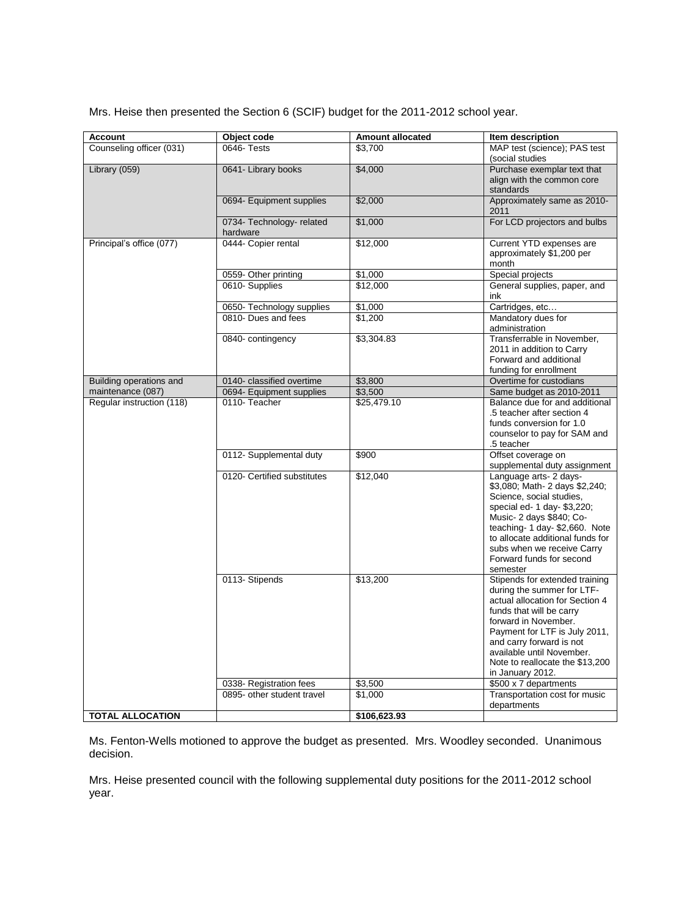Mrs. Heise then presented the Section 6 (SCIF) budget for the 2011-2012 school year.

| Account | Object code | Amount allocated | Item description |
|---|---|---|---|
| Counseling officer (031) | 0646- Tests | $3,700 | MAP test (science); PAS test (social studies |
| Library (059) | 0641- Library books | $4,000 | Purchase exemplar text that align with the common core standards |
| | 0694- Equipment supplies | $2,000 | Approximately same as 2010-2011 |
| | 0734- Technology- related hardware | $1,000 | For LCD projectors and bulbs |
| Principal's office (077) | 0444- Copier rental | $12,000 | Current YTD expenses are approximately $1,200 per month |
| | 0559- Other printing | $1,000 | Special projects |
| | 0610- Supplies | $12,000 | General supplies, paper, and ink |
| | 0650- Technology supplies | $1,000 | Cartridges, etc… |
| | 0810- Dues and fees | $1,200 | Mandatory dues for administration |
| | 0840- contingency | $3,304.83 | Transferrable in November, 2011 in addition to Carry Forward and additional funding for enrollment |
| Building operations and maintenance (087) | 0140- classified overtime | $3,800 | Overtime for custodians |
| | 0694- Equipment supplies | $3,500 | Same budget as 2010-2011 |
| Regular instruction (118) | 0110- Teacher | $25,479.10 | Balance due for and additional .5 teacher after section 4 funds conversion for 1.0 counselor to pay for SAM and .5 teacher |
| | 0112- Supplemental duty | $900 | Offset coverage on supplemental duty assignment |
| | 0120- Certified substitutes | $12,040 | Language arts- 2 days- $3,080; Math- 2 days $2,240; Science, social studies, special ed- 1 day- $3,220; Music- 2 days $840; Co-teaching- 1 day- $2,660. Note to allocate additional funds for subs when we receive Carry Forward funds for second semester |
| | 0113- Stipends | $13,200 | Stipends for extended training during the summer for LTF- actual allocation for Section 4 funds that will be carry forward in November. Payment for LTF is July 2011, and carry forward is not available until November. Note to reallocate the $13,200 in January 2012. |
| | 0338- Registration fees | $3,500 | $500 x 7 departments |
| | 0895- other student travel | $1,000 | Transportation cost for music departments |
| **TOTAL ALLOCATION** | | **$106,623.93** | |

Ms. Fenton-Wells motioned to approve the budget as presented. Mrs. Woodley seconded. Unanimous decision.

Mrs. Heise presented council with the following supplemental duty positions for the 2011-2012 school year.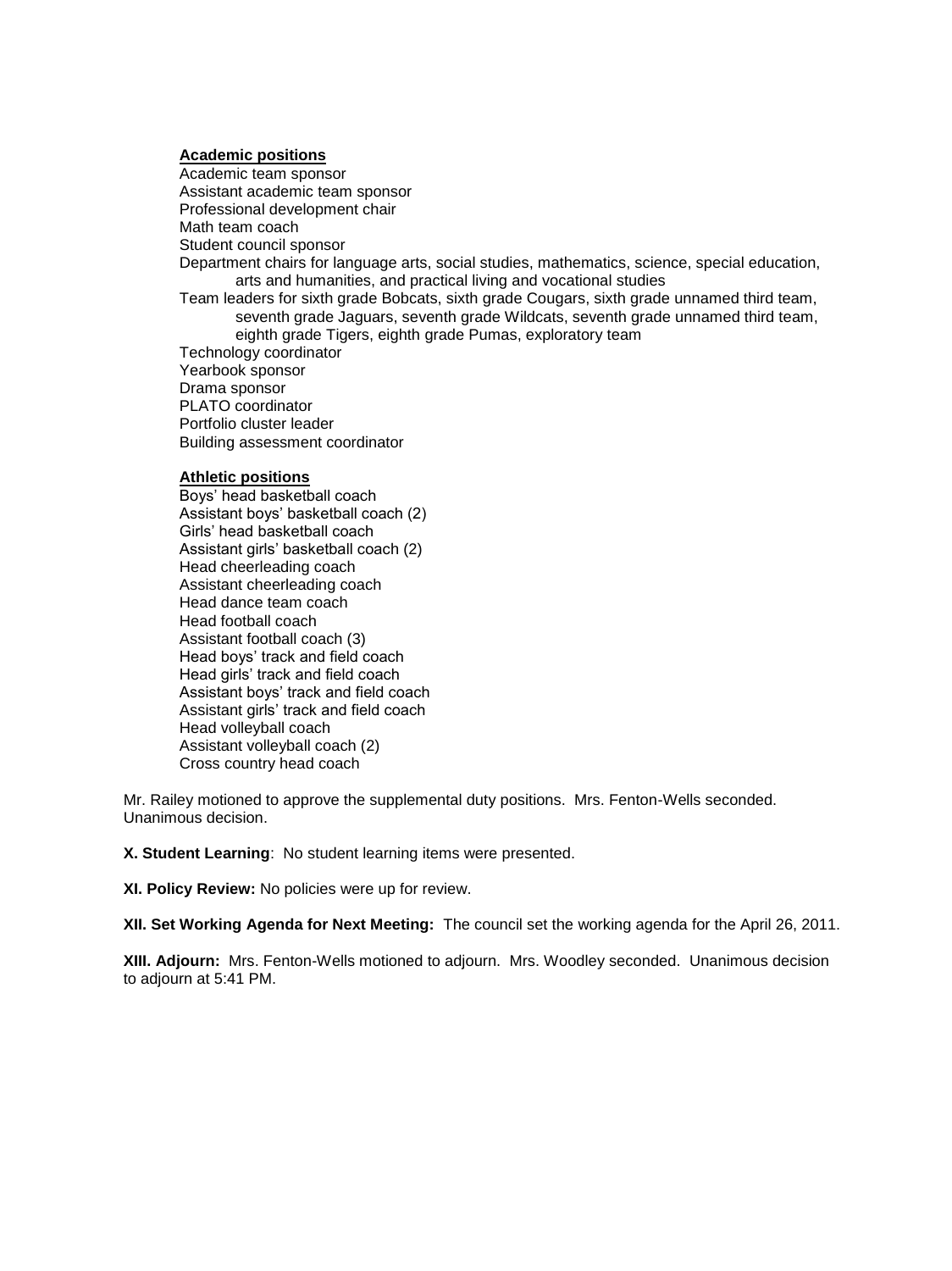**Academic positions**

Academic team sponsor
Assistant academic team sponsor
Professional development chair
Math team coach
Student council sponsor
Department chairs for language arts, social studies, mathematics, science, special education, arts and humanities, and practical living and vocational studies
Team leaders for sixth grade Bobcats, sixth grade Cougars, sixth grade unnamed third team, seventh grade Jaguars, seventh grade Wildcats, seventh grade unnamed third team, eighth grade Tigers, eighth grade Pumas, exploratory team
Technology coordinator
Yearbook sponsor
Drama sponsor
PLATO coordinator
Portfolio cluster leader
Building assessment coordinator

**Athletic positions**

Boys' head basketball coach
Assistant boys' basketball coach (2)
Girls' head basketball coach
Assistant girls' basketball coach (2)
Head cheerleading coach
Assistant cheerleading coach
Head dance team coach
Head football coach
Assistant football coach (3)
Head boys' track and field coach
Head girls' track and field coach
Assistant boys' track and field coach
Assistant girls' track and field coach
Head volleyball coach
Assistant volleyball coach (2)
Cross country head coach

Mr. Railey motioned to approve the supplemental duty positions. Mrs. Fenton-Wells seconded. Unanimous decision.

**X. Student Learning**: No student learning items were presented.

**XI. Policy Review:** No policies were up for review.

**XII. Set Working Agenda for Next Meeting:** The council set the working agenda for the April 26, 2011.

**XIII. Adjourn:** Mrs. Fenton-Wells motioned to adjourn. Mrs. Woodley seconded. Unanimous decision to adjourn at 5:41 PM.